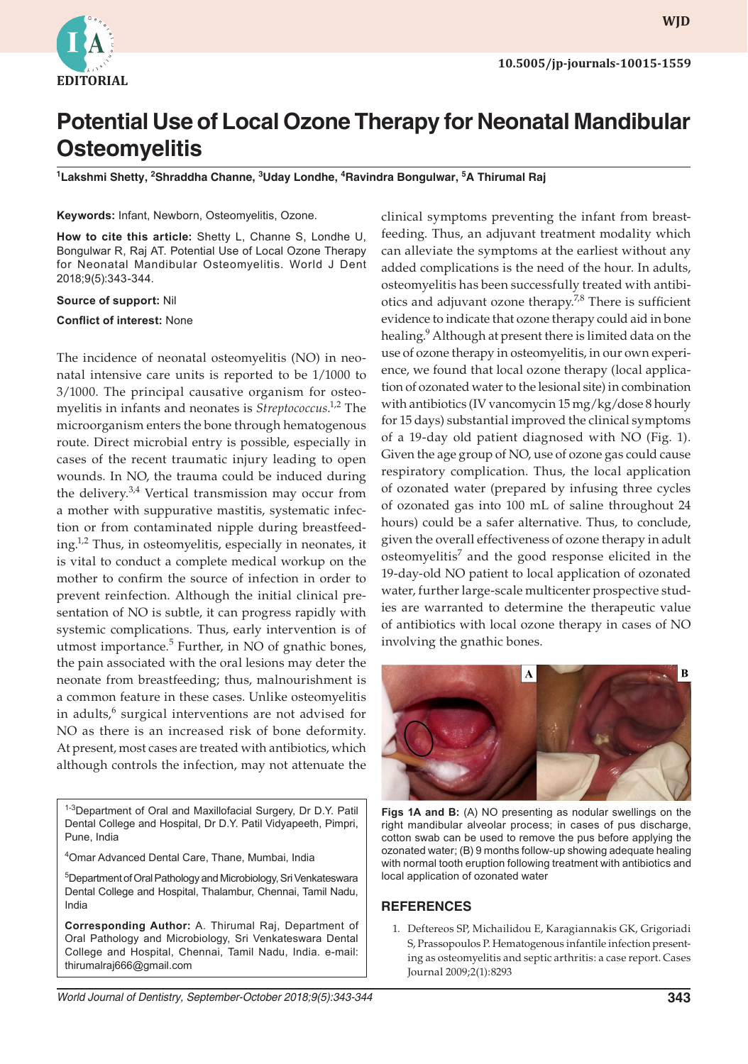# Potential Use of Local Ozone Therapy for Neonatal Mandibular Osteomyelitis

[1]Lakshmi Shetty, [2]Shraddha Channe, [3]Uday Londhe, [4]Ravindra Bongulwar, [5]A Thirumal Raj

**Keywords:** Infant, Newborn, Osteomyelitis, Ozone.

**How to cite this article:** Shetty L, Channe S, Londhe U, Bongulwar R, Raj AT. Potential Use of Local Ozone Therapy for Neonatal Mandibular Osteomyelitis. World J Dent 2018;9(5):343-344.

**Source of support:** Nil

**Conflict of interest:** None

The incidence of neonatal osteomyelitis (NO) in neonatal intensive care units is reported to be 1/1000 to 3/1000. The principal causative organism for osteomyelitis in infants and neonates is *Streptococcus*.[1,2] The microorganism enters the bone through hematogenous route. Direct microbial entry is possible, especially in cases of the recent traumatic injury leading to open wounds. In NO, the trauma could be induced during the delivery.[3,4] Vertical transmission may occur from a mother with suppurative mastitis, systematic infection or from contaminated nipple during breastfeeding.[1,2] Thus, in osteomyelitis, especially in neonates, it is vital to conduct a complete medical workup on the mother to confirm the source of infection in order to prevent reinfection. Although the initial clinical presentation of NO is subtle, it can progress rapidly with systemic complications. Thus, early intervention is of utmost importance.[5] Further, in NO of gnathic bones, the pain associated with the oral lesions may deter the neonate from breastfeeding; thus, malnourishment is a common feature in these cases. Unlike osteomyelitis in adults,[6] surgical interventions are not advised for NO as there is an increased risk of bone deformity. At present, most cases are treated with antibiotics, which although controls the infection, may not attenuate the clinical symptoms preventing the infant from breastfeeding. Thus, an adjuvant treatment modality which can alleviate the symptoms at the earliest without any added complications is the need of the hour. In adults, osteomyelitis has been successfully treated with antibiotics and adjuvant ozone therapy.[7,8] There is sufficient evidence to indicate that ozone therapy could aid in bone healing.[9] Although at present there is limited data on the use of ozone therapy in osteomyelitis, in our own experience, we found that local ozone therapy (local application of ozonated water to the lesional site) in combination with antibiotics (IV vancomycin 15 mg/kg/dose 8 hourly for 15 days) substantial improved the clinical symptoms of a 19-day old patient diagnosed with NO (Fig. 1). Given the age group of NO, use of ozone gas could cause respiratory complication. Thus, the local application of ozonated water (prepared by infusing three cycles of ozonated gas into 100 mL of saline throughout 24 hours) could be a safer alternative. Thus, to conclude, given the overall effectiveness of ozone therapy in adult osteomyelitis[7] and the good response elicited in the 19-day-old NO patient to local application of ozonated water, further large-scale multicenter prospective studies are warranted to determine the therapeutic value of antibiotics with local ozone therapy in cases of NO involving the gnathic bones.

**Figs 1A and B:** (A) NO presenting as nodular swellings on the right mandibular alveolar process; in cases of pus discharge, cotton swab can be used to remove the pus before applying the ozonated water; (B) 9 months follow-up showing adequate healing with normal tooth eruption following treatment with antibiotics and local application of ozonated water

[1-3]Department of Oral and Maxillofacial Surgery, Dr D.Y. Patil Dental College and Hospital, Dr D.Y. Patil Vidyapeeth, Pimpri, Pune, India

[4]Omar Advanced Dental Care, Thane, Mumbai, India

[5]Department of Oral Pathology and Microbiology, Sri Venkateswara Dental College and Hospital, Thalambur, Chennai, Tamil Nadu, India

**Corresponding Author:** A. Thirumal Raj, Department of Oral Pathology and Microbiology, Sri Venkateswara Dental College and Hospital, Chennai, Tamil Nadu, India. e-mail: thirumalraj666@gmail.com

## REFERENCES

1. Deftereos SP, Michailidou E, Karagiannakis GK, Grigoriadi S, Prassopoulos P. Hematogenous infantile infection presenting as osteomyelitis and septic arthritis: a case report. Cases Journal 2009;2(1):8293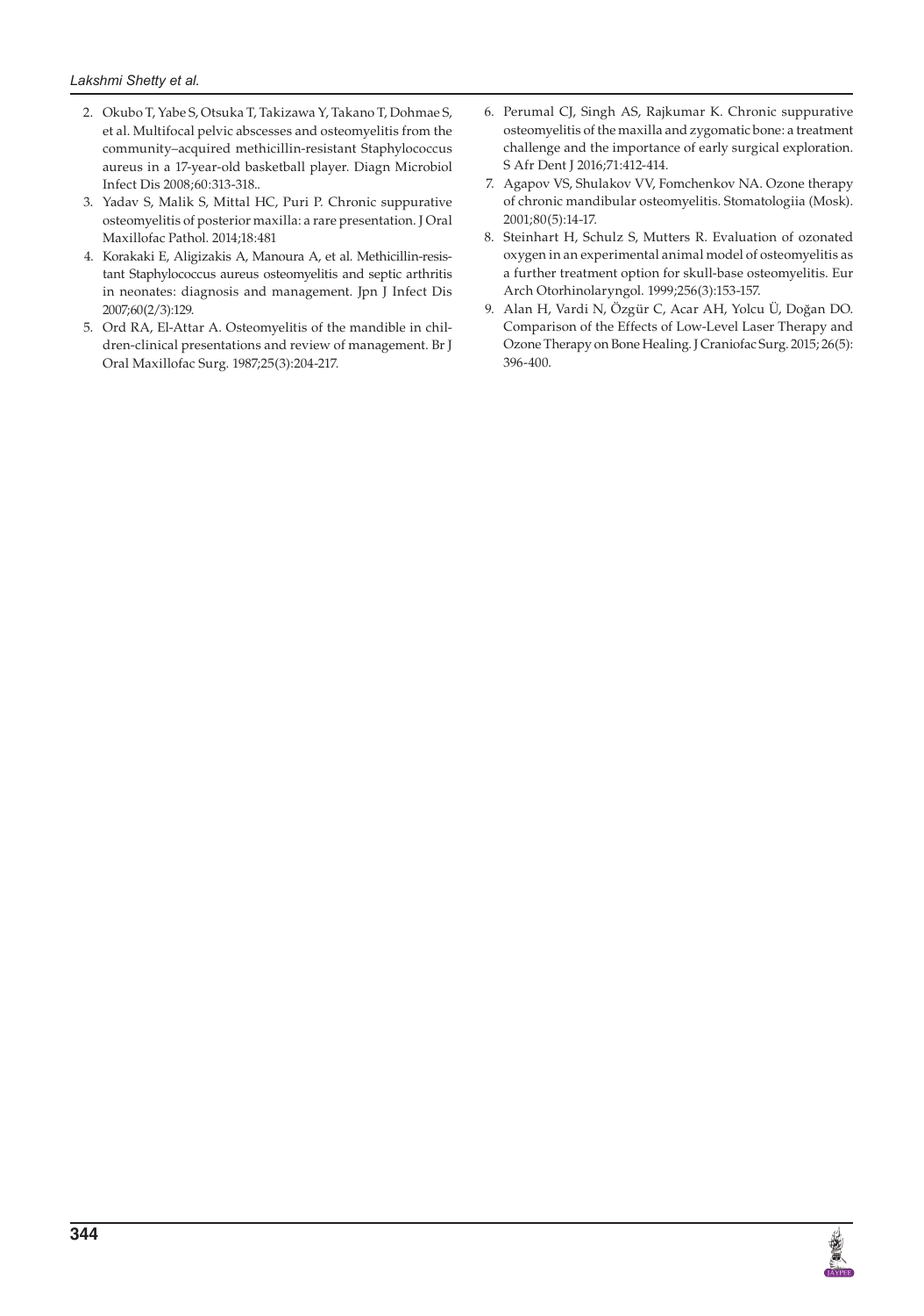2. Okubo T, Yabe S, Otsuka T, Takizawa Y, Takano T, Dohmae S, et al. Multifocal pelvic abscesses and osteomyelitis from the community–acquired methicillin-resistant Staphylococcus aureus in a 17-year-old basketball player. Diagn Microbiol Infect Dis 2008;60:313-318..
3. Yadav S, Malik S, Mittal HC, Puri P. Chronic suppurative osteomyelitis of posterior maxilla: a rare presentation. J Oral Maxillofac Pathol. 2014;18:481
4. Korakaki E, Aligizakis A, Manoura A, et al. Methicillin-resistant Staphylococcus aureus osteomyelitis and septic arthritis in neonates: diagnosis and management. Jpn J Infect Dis 2007;60(2/3):129.
5. Ord RA, El-Attar A. Osteomyelitis of the mandible in children-clinical presentations and review of management. Br J Oral Maxillofac Surg. 1987;25(3):204-217.
6. Perumal CJ, Singh AS, Rajkumar K. Chronic suppurative osteomyelitis of the maxilla and zygomatic bone: a treatment challenge and the importance of early surgical exploration. S Afr Dent J 2016;71:412-414.
7. Agapov VS, Shulakov VV, Fomchenkov NA. Ozone therapy of chronic mandibular osteomyelitis. Stomatologiia (Mosk). 2001;80(5):14-17.
8. Steinhart H, Schulz S, Mutters R. Evaluation of ozonated oxygen in an experimental animal model of osteomyelitis as a further treatment option for skull-base osteomyelitis. Eur Arch Otorhinolaryngol. 1999;256(3):153-157.
9. Alan H, Vardi N, Özgür C, Acar AH, Yolcu Ü, Doğan DO. Comparison of the Effects of Low-Level Laser Therapy and Ozone Therapy on Bone Healing. J Craniofac Surg. 2015; 26(5): 396-400.